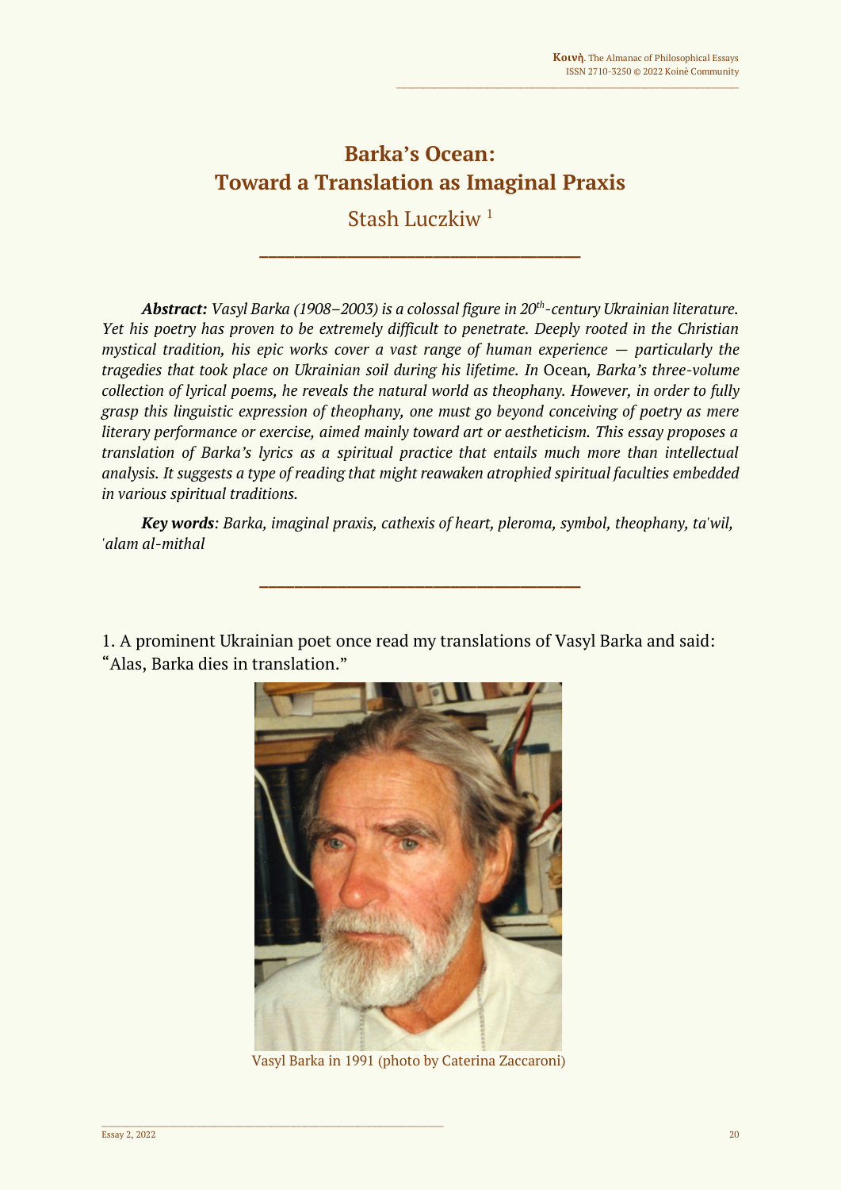# Barka's Ocean: Toward a Translation as Imaginal Praxis

Stash Luczkiw [1]

---

***Abstract:*** *Vasyl Barka (1908–2003) is a colossal figure in 20th-century Ukrainian literature. Yet his poetry has proven to be extremely difficult to penetrate. Deeply rooted in the Christian mystical tradition, his epic works cover a vast range of human experience — particularly the tragedies that took place on Ukrainian soil during his lifetime. In* Ocean*, Barka's three-volume collection of lyrical poems, he reveals the natural world as theophany. However, in order to fully grasp this linguistic expression of theophany, one must go beyond conceiving of poetry as mere literary performance or exercise, aimed mainly toward art or aestheticism. This essay proposes a translation of Barka's lyrics as a spiritual practice that entails much more than intellectual analysis. It suggests a type of reading that might reawaken atrophied spiritual faculties embedded in various spiritual traditions.*

***Key words****: Barka, imaginal praxis, cathexis of heart, pleroma, symbol, theophany, ta'wil, 'alam al-mithal*

---

1. A prominent Ukrainian poet once read my translations of Vasyl Barka and said: "Alas, Barka dies in translation."

Vasyl Barka in 1991 (photo by Caterina Zaccaroni)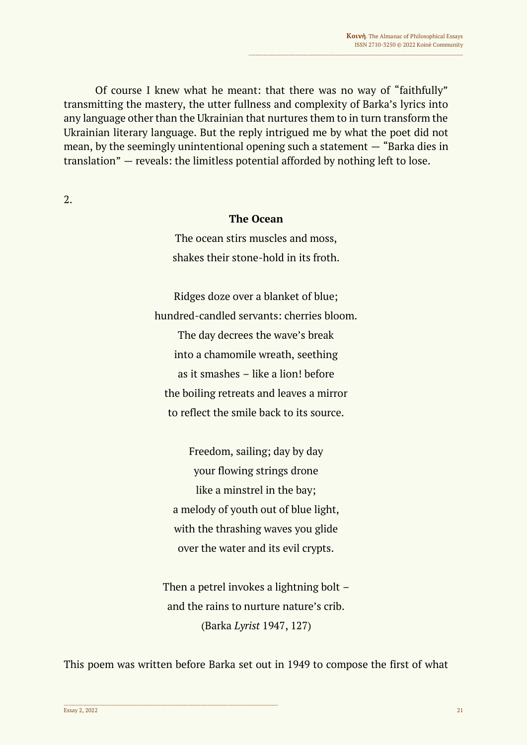Of course I knew what he meant: that there was no way of "faithfully" transmitting the mastery, the utter fullness and complexity of Barka's lyrics into any language other than the Ukrainian that nurtures them to in turn transform the Ukrainian literary language. But the reply intrigued me by what the poet did not mean, by the seemingly unintentional opening such a statement — "Barka dies in translation" — reveals: the limitless potential afforded by nothing left to lose.

2.

**The Ocean**

The ocean stirs muscles and moss,
shakes their stone-hold in its froth.

Ridges doze over a blanket of blue;
hundred-candled servants: cherries bloom.
The day decrees the wave's break
into a chamomile wreath, seething
as it smashes – like a lion! before
the boiling retreats and leaves a mirror
to reflect the smile back to its source.

Freedom, sailing; day by day
your flowing strings drone
like a minstrel in the bay;
a melody of youth out of blue light,
with the thrashing waves you glide
over the water and its evil crypts.

Then a petrel invokes a lightning bolt –
and the rains to nurture nature's crib.
(Barka *Lyrist* 1947, 127)

This poem was written before Barka set out in 1949 to compose the first of what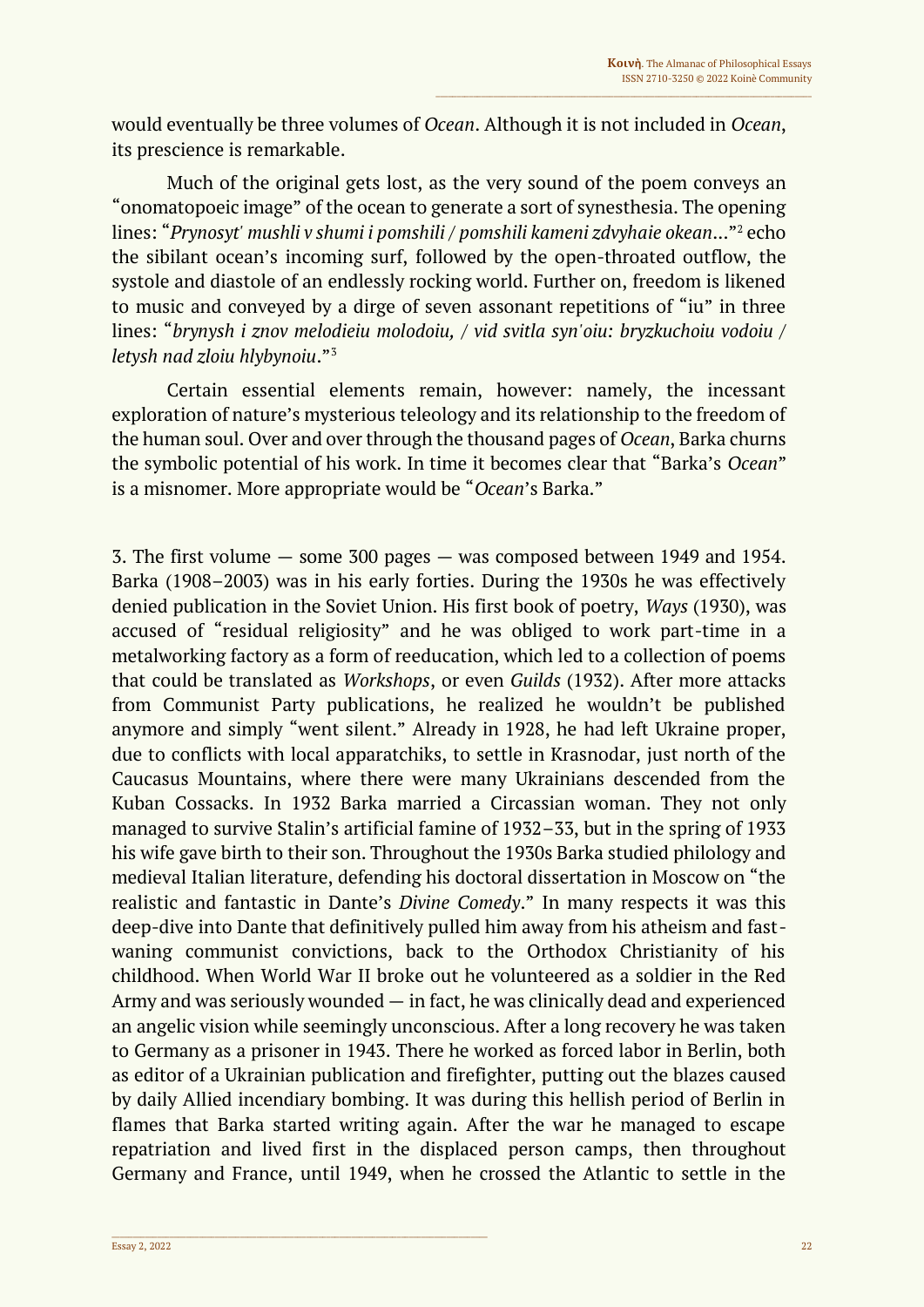would eventually be three volumes of *Ocean*. Although it is not included in *Ocean*, its prescience is remarkable.

Much of the original gets lost, as the very sound of the poem conveys an "onomatopoeic image" of the ocean to generate a sort of synesthesia. The opening lines: "*Prynosyt' mushli v shumi i pomshili / pomshili kameni zdvyhaie okean*..."[2] echo the sibilant ocean's incoming surf, followed by the open-throated outflow, the systole and diastole of an endlessly rocking world. Further on, freedom is likened to music and conveyed by a dirge of seven assonant repetitions of "iu" in three lines: "*brynysh i znov melodieiu molodoiu, / vid svitla syn'oiu: bryzkuchoiu vodoiu / letysh nad zloiu hlybynoiu*."[3]

Certain essential elements remain, however: namely, the incessant exploration of nature's mysterious teleology and its relationship to the freedom of the human soul. Over and over through the thousand pages of *Ocean*, Barka churns the symbolic potential of his work. In time it becomes clear that "Barka's *Ocean*" is a misnomer. More appropriate would be "*Ocean*'s Barka."

3. The first volume — some 300 pages — was composed between 1949 and 1954. Barka (1908–2003) was in his early forties. During the 1930s he was effectively denied publication in the Soviet Union. His first book of poetry, *Ways* (1930), was accused of "residual religiosity" and he was obliged to work part-time in a metalworking factory as a form of reeducation, which led to a collection of poems that could be translated as *Workshops*, or even *Guilds* (1932). After more attacks from Communist Party publications, he realized he wouldn't be published anymore and simply "went silent." Already in 1928, he had left Ukraine proper, due to conflicts with local apparatchiks, to settle in Krasnodar, just north of the Caucasus Mountains, where there were many Ukrainians descended from the Kuban Cossacks. In 1932 Barka married a Circassian woman. They not only managed to survive Stalin's artificial famine of 1932–33, but in the spring of 1933 his wife gave birth to their son. Throughout the 1930s Barka studied philology and medieval Italian literature, defending his doctoral dissertation in Moscow on "the realistic and fantastic in Dante's *Divine Comedy*." In many respects it was this deep-dive into Dante that definitively pulled him away from his atheism and fast-waning communist convictions, back to the Orthodox Christianity of his childhood. When World War II broke out he volunteered as a soldier in the Red Army and was seriously wounded — in fact, he was clinically dead and experienced an angelic vision while seemingly unconscious. After a long recovery he was taken to Germany as a prisoner in 1943. There he worked as forced labor in Berlin, both as editor of a Ukrainian publication and firefighter, putting out the blazes caused by daily Allied incendiary bombing. It was during this hellish period of Berlin in flames that Barka started writing again. After the war he managed to escape repatriation and lived first in the displaced person camps, then throughout Germany and France, until 1949, when he crossed the Atlantic to settle in the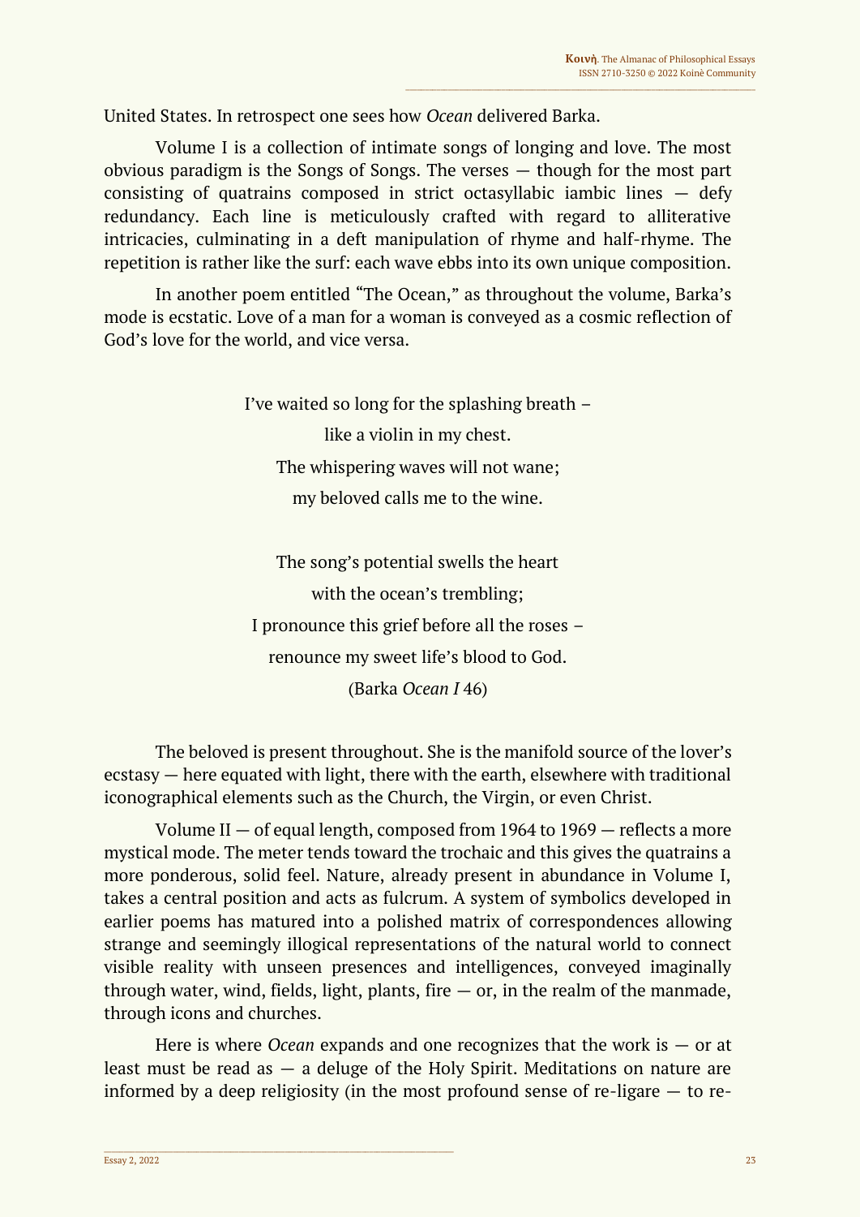United States. In retrospect one sees how *Ocean* delivered Barka.

Volume I is a collection of intimate songs of longing and love. The most obvious paradigm is the Songs of Songs. The verses — though for the most part consisting of quatrains composed in strict octasyllabic iambic lines — defy redundancy. Each line is meticulously crafted with regard to alliterative intricacies, culminating in a deft manipulation of rhyme and half-rhyme. The repetition is rather like the surf: each wave ebbs into its own unique composition.

In another poem entitled "The Ocean," as throughout the volume, Barka's mode is ecstatic. Love of a man for a woman is conveyed as a cosmic reflection of God's love for the world, and vice versa.

> I've waited so long for the splashing breath –
> like a violin in my chest.
> The whispering waves will not wane;
> my beloved calls me to the wine.
>
> The song's potential swells the heart
> with the ocean's trembling;
> I pronounce this grief before all the roses –
> renounce my sweet life's blood to God.
>
> (Barka *Ocean I* 46)

The beloved is present throughout. She is the manifold source of the lover's ecstasy — here equated with light, there with the earth, elsewhere with traditional iconographical elements such as the Church, the Virgin, or even Christ.

Volume II — of equal length, composed from 1964 to 1969 — reflects a more mystical mode. The meter tends toward the trochaic and this gives the quatrains a more ponderous, solid feel. Nature, already present in abundance in Volume I, takes a central position and acts as fulcrum. A system of symbolics developed in earlier poems has matured into a polished matrix of correspondences allowing strange and seemingly illogical representations of the natural world to connect visible reality with unseen presences and intelligences, conveyed imaginally through water, wind, fields, light, plants, fire — or, in the realm of the manmade, through icons and churches.

Here is where *Ocean* expands and one recognizes that the work is — or at least must be read as — a deluge of the Holy Spirit. Meditations on nature are informed by a deep religiosity (in the most profound sense of re-ligare — to re-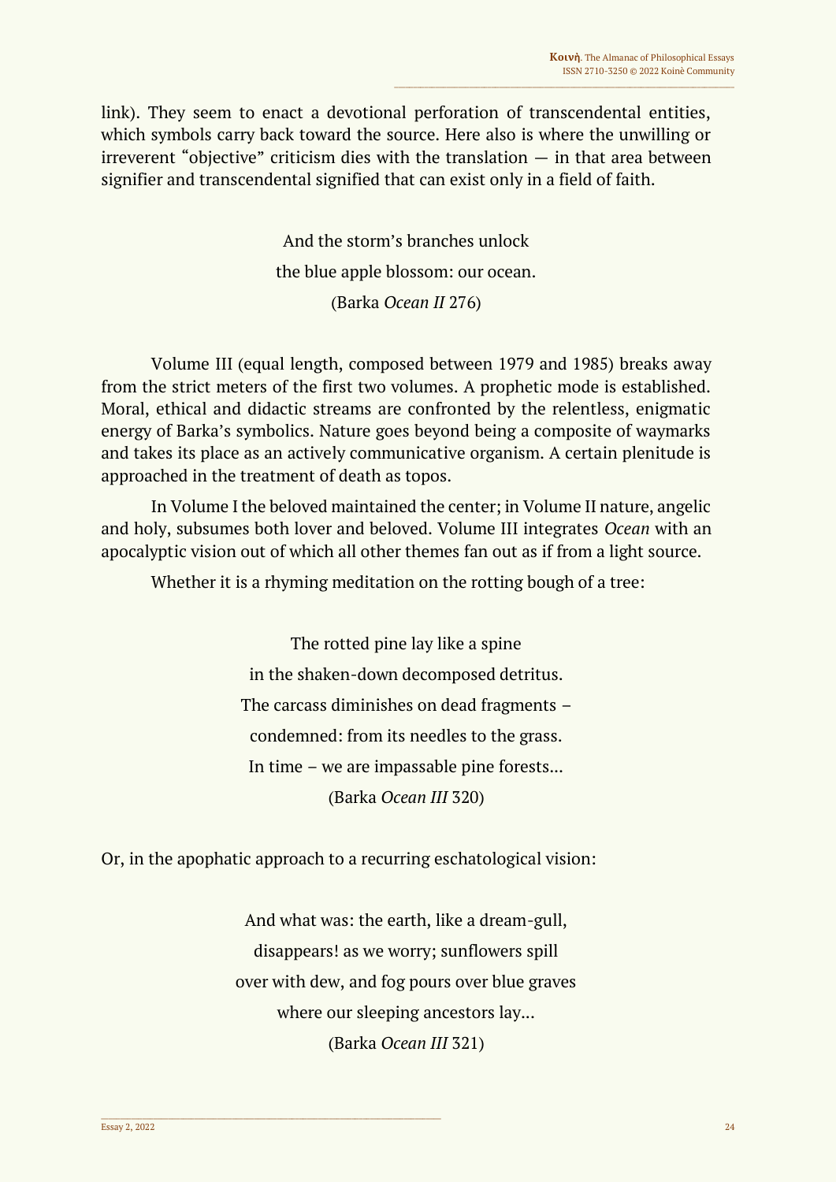link). They seem to enact a devotional perforation of transcendental entities, which symbols carry back toward the source. Here also is where the unwilling or irreverent "objective" criticism dies with the translation — in that area between signifier and transcendental signified that can exist only in a field of faith.

> And the storm's branches unlock
> the blue apple blossom: our ocean.
> (Barka *Ocean II* 276)

Volume III (equal length, composed between 1979 and 1985) breaks away from the strict meters of the first two volumes. A prophetic mode is established. Moral, ethical and didactic streams are confronted by the relentless, enigmatic energy of Barka's symbolics. Nature goes beyond being a composite of waymarks and takes its place as an actively communicative organism. A certain plenitude is approached in the treatment of death as topos.

In Volume I the beloved maintained the center; in Volume II nature, angelic and holy, subsumes both lover and beloved. Volume III integrates *Ocean* with an apocalyptic vision out of which all other themes fan out as if from a light source.

Whether it is a rhyming meditation on the rotting bough of a tree:

> The rotted pine lay like a spine
> in the shaken-down decomposed detritus.
> The carcass diminishes on dead fragments –
> condemned: from its needles to the grass.
> In time – we are impassable pine forests…
> (Barka *Ocean III* 320)

Or, in the apophatic approach to a recurring eschatological vision:

> And what was: the earth, like a dream-gull,
> disappears! as we worry; sunflowers spill
> over with dew, and fog pours over blue graves
> where our sleeping ancestors lay…
> (Barka *Ocean III* 321)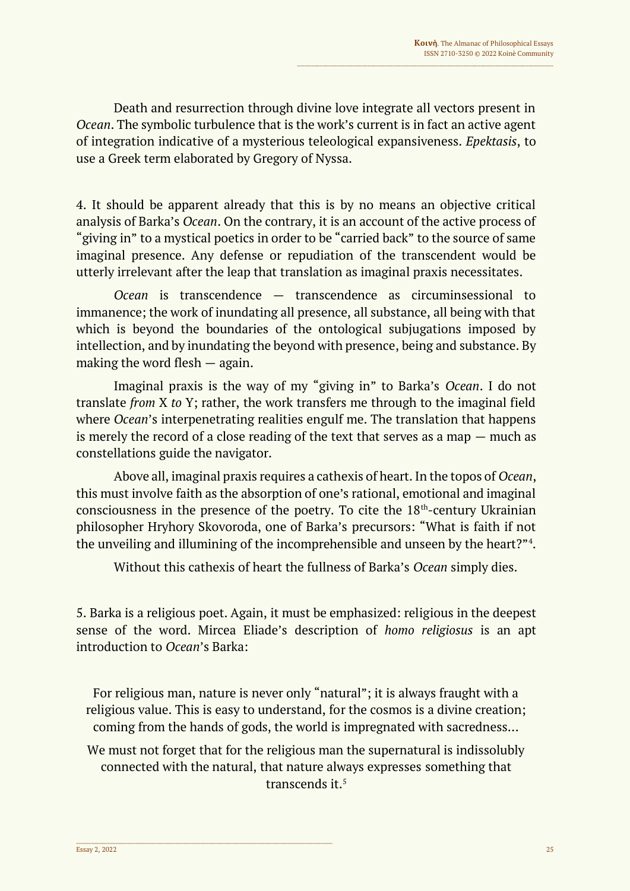Death and resurrection through divine love integrate all vectors present in *Ocean*. The symbolic turbulence that is the work's current is in fact an active agent of integration indicative of a mysterious teleological expansiveness. *Epektasis*, to use a Greek term elaborated by Gregory of Nyssa.

4. It should be apparent already that this is by no means an objective critical analysis of Barka's *Ocean*. On the contrary, it is an account of the active process of "giving in" to a mystical poetics in order to be "carried back" to the source of same imaginal presence. Any defense or repudiation of the transcendent would be utterly irrelevant after the leap that translation as imaginal praxis necessitates.

*Ocean* is transcendence — transcendence as circuminsessional to immanence; the work of inundating all presence, all substance, all being with that which is beyond the boundaries of the ontological subjugations imposed by intellection, and by inundating the beyond with presence, being and substance. By making the word flesh — again.

Imaginal praxis is the way of my "giving in" to Barka's *Ocean*. I do not translate *from* X *to* Y; rather, the work transfers me through to the imaginal field where *Ocean*'s interpenetrating realities engulf me. The translation that happens is merely the record of a close reading of the text that serves as a map — much as constellations guide the navigator.

Above all, imaginal praxis requires a cathexis of heart. In the topos of *Ocean*, this must involve faith as the absorption of one's rational, emotional and imaginal consciousness in the presence of the poetry. To cite the 18th-century Ukrainian philosopher Hryhory Skovoroda, one of Barka's precursors: "What is faith if not the unveiling and illumining of the incomprehensible and unseen by the heart?"[4].

Without this cathexis of heart the fullness of Barka's *Ocean* simply dies.

5. Barka is a religious poet. Again, it must be emphasized: religious in the deepest sense of the word. Mircea Eliade's description of *homo religiosus* is an apt introduction to *Ocean*'s Barka:

> For religious man, nature is never only "natural"; it is always fraught with a religious value. This is easy to understand, for the cosmos is a divine creation; coming from the hands of gods, the world is impregnated with sacredness…
>
> We must not forget that for the religious man the supernatural is indissolubly connected with the natural, that nature always expresses something that transcends it.[5]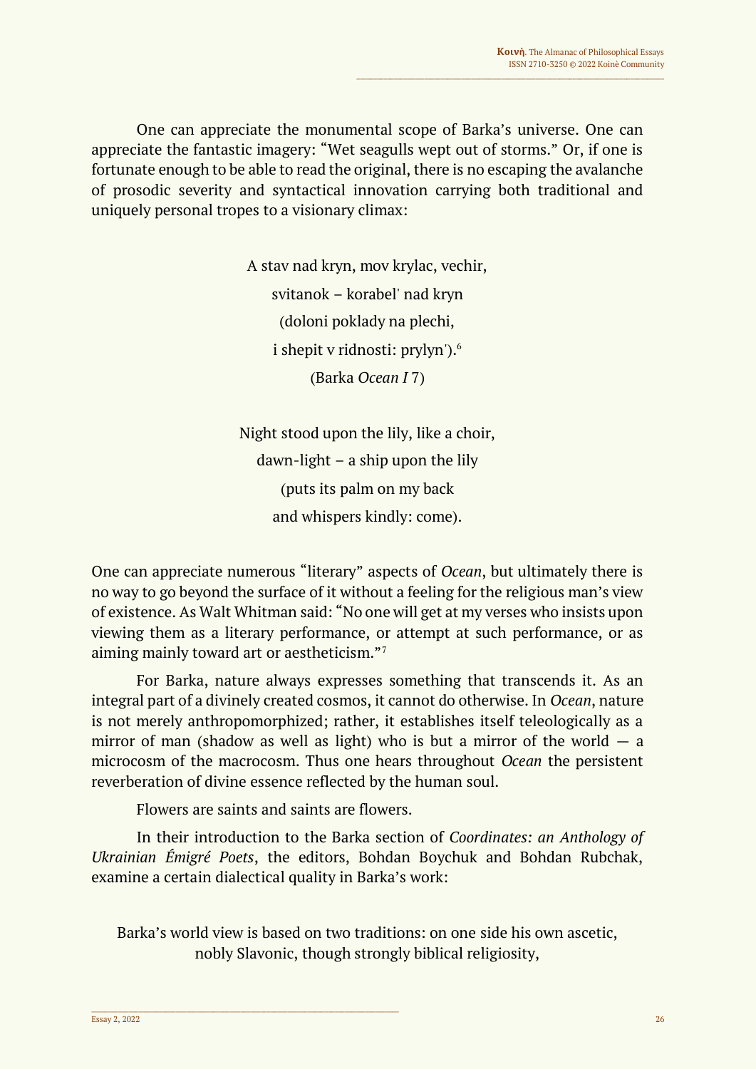One can appreciate the monumental scope of Barka's universe. One can appreciate the fantastic imagery: "Wet seagulls wept out of storms." Or, if one is fortunate enough to be able to read the original, there is no escaping the avalanche of prosodic severity and syntactical innovation carrying both traditional and uniquely personal tropes to a visionary climax:

A stav nad kryn, mov krylac, vechir,
svitanok – korabel' nad kryn
(doloni poklady na plechi,
i shepit v ridnosti: prylyn').[6]
(Barka *Ocean I* 7)

Night stood upon the lily, like a choir,
dawn-light – a ship upon the lily
(puts its palm on my back
and whispers kindly: come).

One can appreciate numerous "literary" aspects of *Ocean*, but ultimately there is no way to go beyond the surface of it without a feeling for the religious man's view of existence. As Walt Whitman said: "No one will get at my verses who insists upon viewing them as a literary performance, or attempt at such performance, or as aiming mainly toward art or aestheticism."[7]

For Barka, nature always expresses something that transcends it. As an integral part of a divinely created cosmos, it cannot do otherwise. In *Ocean*, nature is not merely anthropomorphized; rather, it establishes itself teleologically as a mirror of man (shadow as well as light) who is but a mirror of the world — a microcosm of the macrocosm. Thus one hears throughout *Ocean* the persistent reverberation of divine essence reflected by the human soul.

Flowers are saints and saints are flowers.

In their introduction to the Barka section of *Coordinates: an Anthology of Ukrainian Émigré Poets*, the editors, Bohdan Boychuk and Bohdan Rubchak, examine a certain dialectical quality in Barka's work:

> Barka's world view is based on two traditions: on one side his own ascetic, nobly Slavonic, though strongly biblical religiosity,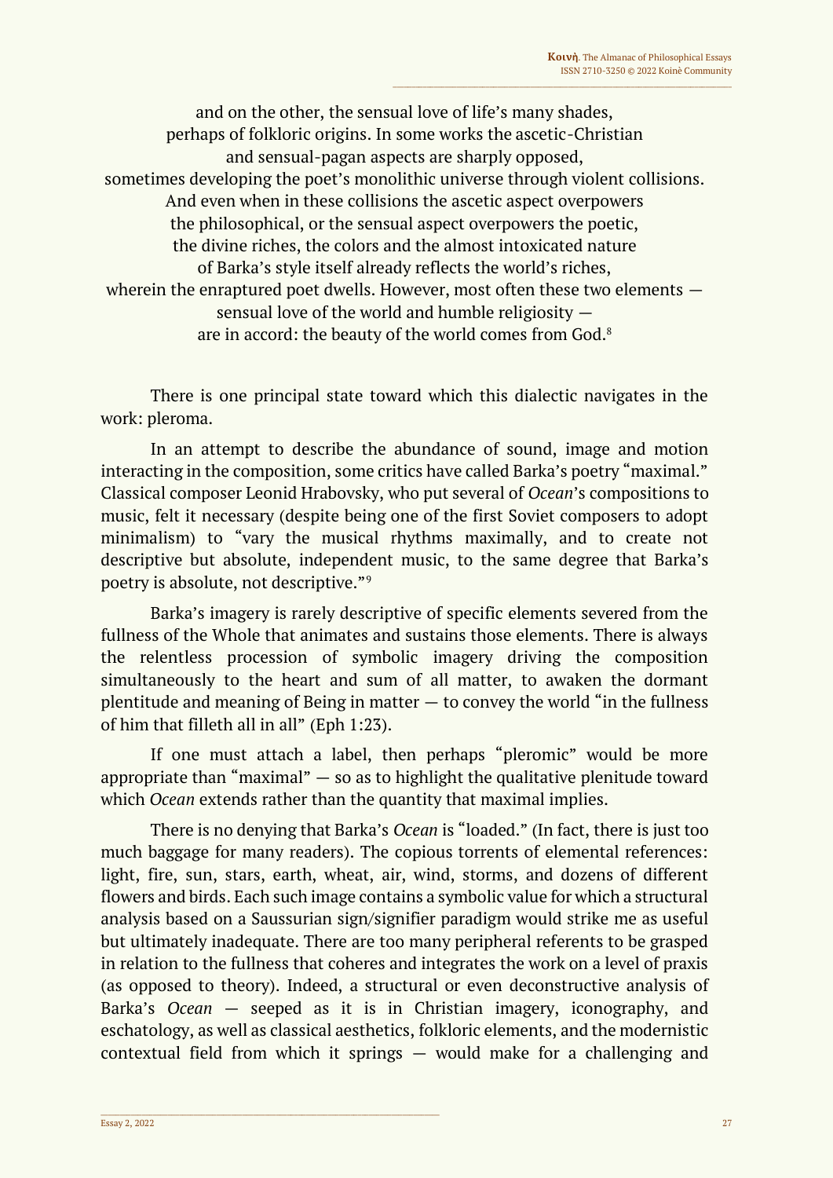and on the other, the sensual love of life's many shades,
perhaps of folkloric origins. In some works the ascetic-Christian
and sensual-pagan aspects are sharply opposed,
sometimes developing the poet's monolithic universe through violent collisions.
And even when in these collisions the ascetic aspect overpowers
the philosophical, or the sensual aspect overpowers the poetic,
the divine riches, the colors and the almost intoxicated nature
of Barka's style itself already reflects the world's riches,
wherein the enraptured poet dwells. However, most often these two elements —
sensual love of the world and humble religiosity —
are in accord: the beauty of the world comes from God.[8]

There is one principal state toward which this dialectic navigates in the work: pleroma.

In an attempt to describe the abundance of sound, image and motion interacting in the composition, some critics have called Barka's poetry "maximal." Classical composer Leonid Hrabovsky, who put several of *Ocean*'s compositions to music, felt it necessary (despite being one of the first Soviet composers to adopt minimalism) to "vary the musical rhythms maximally, and to create not descriptive but absolute, independent music, to the same degree that Barka's poetry is absolute, not descriptive."[9]

Barka's imagery is rarely descriptive of specific elements severed from the fullness of the Whole that animates and sustains those elements. There is always the relentless procession of symbolic imagery driving the composition simultaneously to the heart and sum of all matter, to awaken the dormant plentitude and meaning of Being in matter — to convey the world "in the fullness of him that filleth all in all" (Eph 1:23).

If one must attach a label, then perhaps "pleromic" would be more appropriate than "maximal" — so as to highlight the qualitative plenitude toward which *Ocean* extends rather than the quantity that maximal implies.

There is no denying that Barka's *Ocean* is "loaded." (In fact, there is just too much baggage for many readers). The copious torrents of elemental references: light, fire, sun, stars, earth, wheat, air, wind, storms, and dozens of different flowers and birds. Each such image contains a symbolic value for which a structural analysis based on a Saussurian sign/signifier paradigm would strike me as useful but ultimately inadequate. There are too many peripheral referents to be grasped in relation to the fullness that coheres and integrates the work on a level of praxis (as opposed to theory). Indeed, a structural or even deconstructive analysis of Barka's *Ocean* — seeped as it is in Christian imagery, iconography, and eschatology, as well as classical aesthetics, folkloric elements, and the modernistic contextual field from which it springs — would make for a challenging and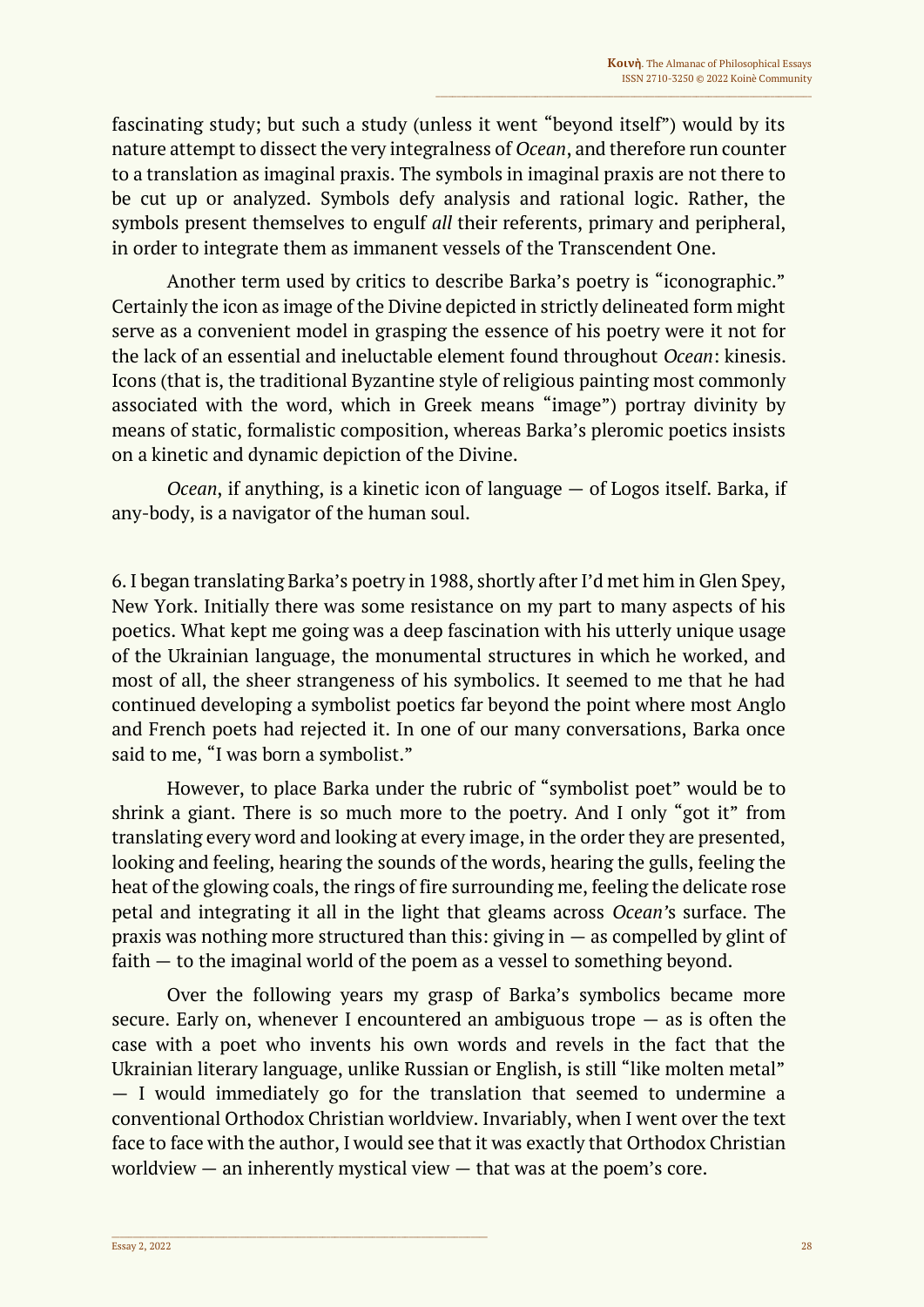fascinating study; but such a study (unless it went "beyond itself") would by its nature attempt to dissect the very integralness of *Ocean*, and therefore run counter to a translation as imaginal praxis. The symbols in imaginal praxis are not there to be cut up or analyzed. Symbols defy analysis and rational logic. Rather, the symbols present themselves to engulf *all* their referents, primary and peripheral, in order to integrate them as immanent vessels of the Transcendent One.

Another term used by critics to describe Barka's poetry is "iconographic." Certainly the icon as image of the Divine depicted in strictly delineated form might serve as a convenient model in grasping the essence of his poetry were it not for the lack of an essential and ineluctable element found throughout *Ocean*: kinesis. Icons (that is, the traditional Byzantine style of religious painting most commonly associated with the word, which in Greek means "image") portray divinity by means of static, formalistic composition, whereas Barka's pleromic poetics insists on a kinetic and dynamic depiction of the Divine.

*Ocean*, if anything, is a kinetic icon of language — of Logos itself. Barka, if any-body, is a navigator of the human soul.

6. I began translating Barka's poetry in 1988, shortly after I'd met him in Glen Spey, New York. Initially there was some resistance on my part to many aspects of his poetics. What kept me going was a deep fascination with his utterly unique usage of the Ukrainian language, the monumental structures in which he worked, and most of all, the sheer strangeness of his symbolics. It seemed to me that he had continued developing a symbolist poetics far beyond the point where most Anglo and French poets had rejected it. In one of our many conversations, Barka once said to me, "I was born a symbolist."

However, to place Barka under the rubric of "symbolist poet" would be to shrink a giant. There is so much more to the poetry. And I only "got it" from translating every word and looking at every image, in the order they are presented, looking and feeling, hearing the sounds of the words, hearing the gulls, feeling the heat of the glowing coals, the rings of fire surrounding me, feeling the delicate rose petal and integrating it all in the light that gleams across *Ocean*'s surface. The praxis was nothing more structured than this: giving in — as compelled by glint of faith — to the imaginal world of the poem as a vessel to something beyond.

Over the following years my grasp of Barka's symbolics became more secure. Early on, whenever I encountered an ambiguous trope — as is often the case with a poet who invents his own words and revels in the fact that the Ukrainian literary language, unlike Russian or English, is still "like molten metal" — I would immediately go for the translation that seemed to undermine a conventional Orthodox Christian worldview. Invariably, when I went over the text face to face with the author, I would see that it was exactly that Orthodox Christian worldview — an inherently mystical view — that was at the poem's core.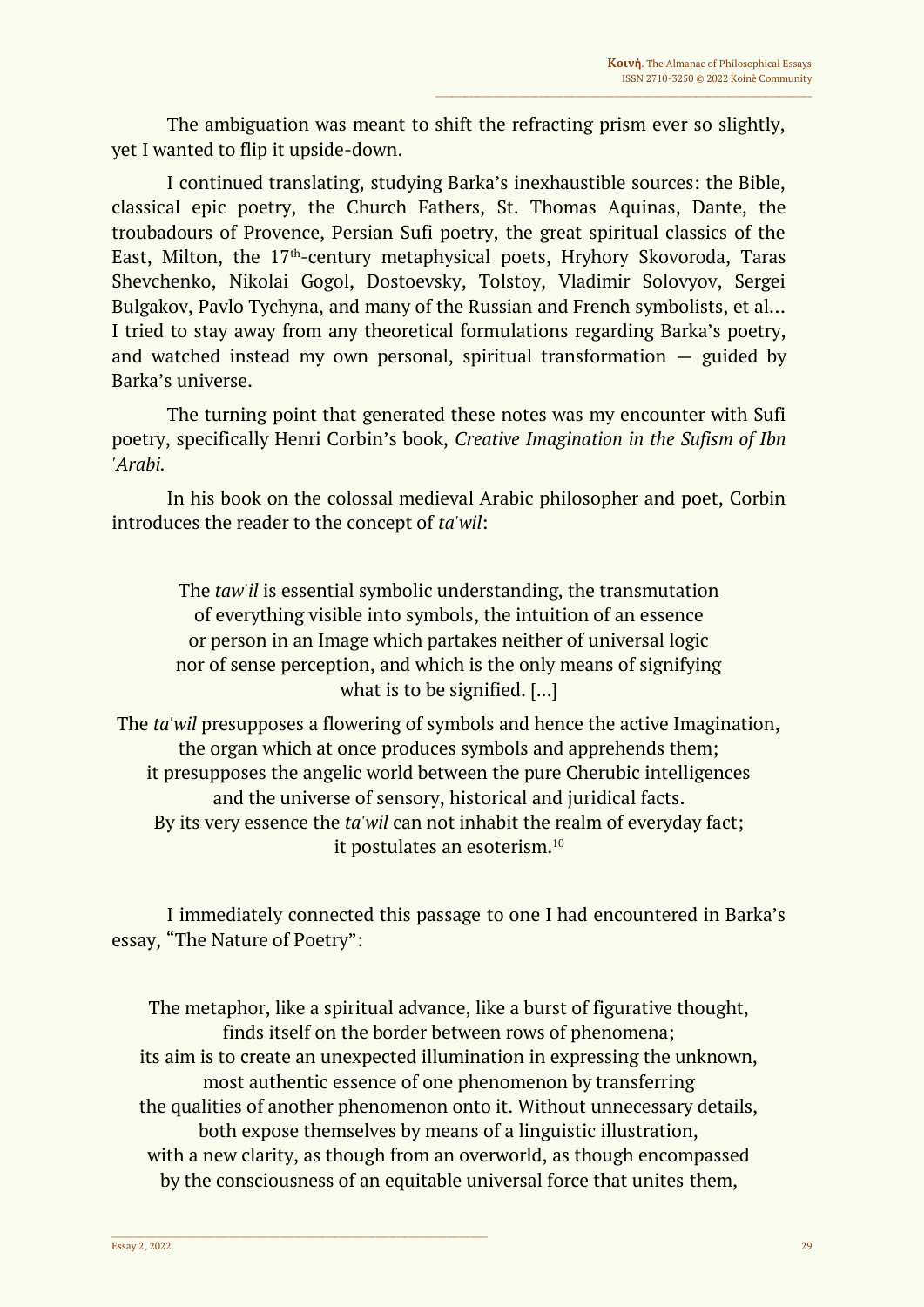The ambiguation was meant to shift the refracting prism ever so slightly, yet I wanted to flip it upside-down.

I continued translating, studying Barka's inexhaustible sources: the Bible, classical epic poetry, the Church Fathers, St. Thomas Aquinas, Dante, the troubadours of Provence, Persian Sufi poetry, the great spiritual classics of the East, Milton, the 17th-century metaphysical poets, Hryhory Skovoroda, Taras Shevchenko, Nikolai Gogol, Dostoevsky, Tolstoy, Vladimir Solovyov, Sergei Bulgakov, Pavlo Tychyna, and many of the Russian and French symbolists, et al… I tried to stay away from any theoretical formulations regarding Barka's poetry, and watched instead my own personal, spiritual transformation — guided by Barka's universe.

The turning point that generated these notes was my encounter with Sufi poetry, specifically Henri Corbin's book, *Creative Imagination in the Sufism of Ibn 'Arabi.*

In his book on the colossal medieval Arabic philosopher and poet, Corbin introduces the reader to the concept of *ta'wil*:

> The *taw'il* is essential symbolic understanding, the transmutation of everything visible into symbols, the intuition of an essence or person in an Image which partakes neither of universal logic nor of sense perception, and which is the only means of signifying what is to be signified. […]
>
> The *ta'wil* presupposes a flowering of symbols and hence the active Imagination, the organ which at once produces symbols and apprehends them; it presupposes the angelic world between the pure Cherubic intelligences and the universe of sensory, historical and juridical facts. By its very essence the *ta'wil* can not inhabit the realm of everyday fact; it postulates an esoterism.[10]

I immediately connected this passage to one I had encountered in Barka's essay, "The Nature of Poetry":

> The metaphor, like a spiritual advance, like a burst of figurative thought, finds itself on the border between rows of phenomena; its aim is to create an unexpected illumination in expressing the unknown, most authentic essence of one phenomenon by transferring the qualities of another phenomenon onto it. Without unnecessary details, both expose themselves by means of a linguistic illustration, with a new clarity, as though from an overworld, as though encompassed by the consciousness of an equitable universal force that unites them,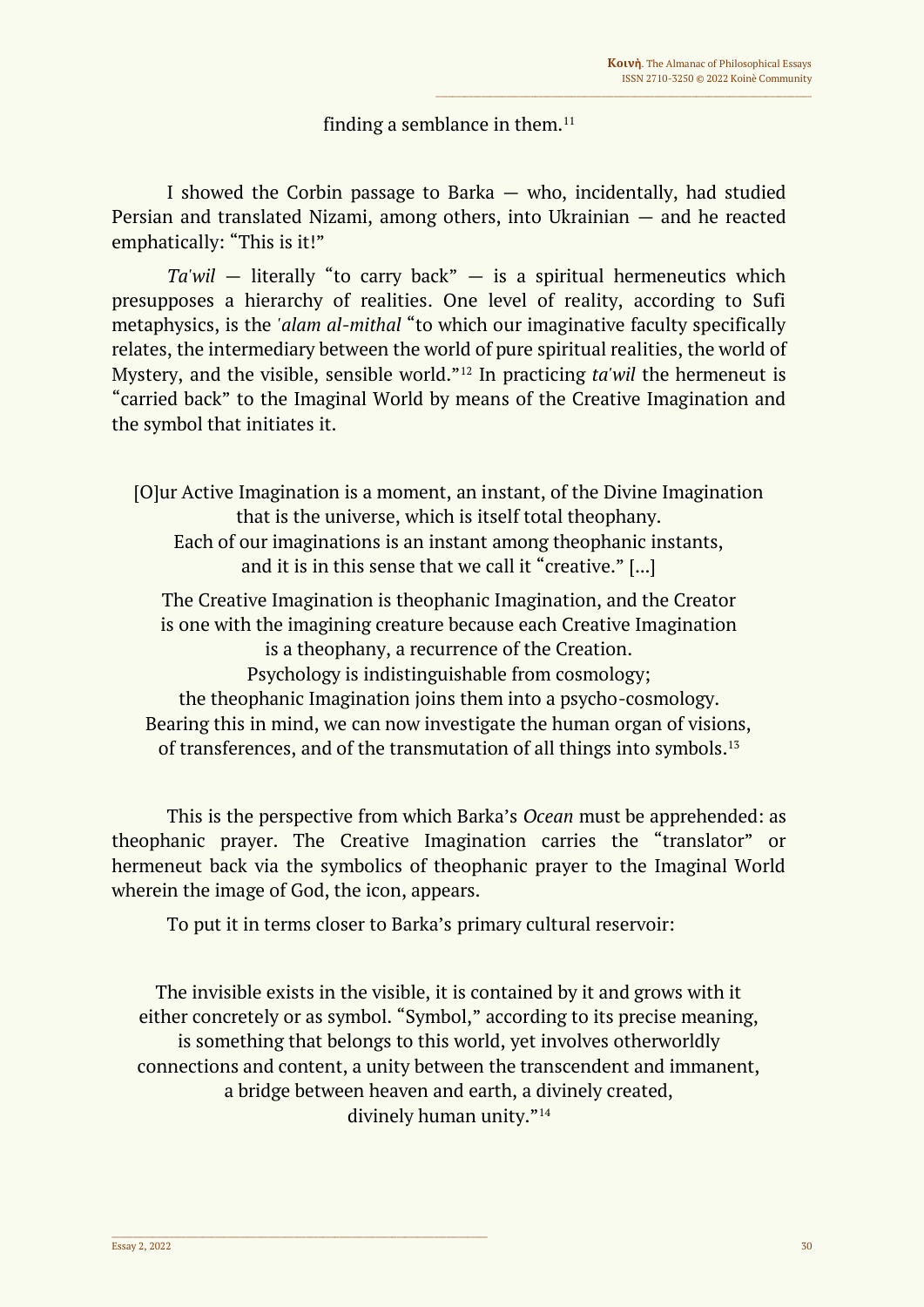finding a semblance in them.[11]

I showed the Corbin passage to Barka — who, incidentally, had studied Persian and translated Nizami, among others, into Ukrainian — and he reacted emphatically: "This is it!"

*Ta'wil* — literally "to carry back" — is a spiritual hermeneutics which presupposes a hierarchy of realities. One level of reality, according to Sufi metaphysics, is the *'alam al-mithal* "to which our imaginative faculty specifically relates, the intermediary between the world of pure spiritual realities, the world of Mystery, and the visible, sensible world."[12] In practicing *ta'wil* the hermeneut is "carried back" to the Imaginal World by means of the Creative Imagination and the symbol that initiates it.

> [O]ur Active Imagination is a moment, an instant, of the Divine Imagination that is the universe, which is itself total theophany.
> Each of our imaginations is an instant among theophanic instants, and it is in this sense that we call it "creative." [...]
>
> The Creative Imagination is theophanic Imagination, and the Creator is one with the imagining creature because each Creative Imagination is a theophany, a recurrence of the Creation.
> Psychology is indistinguishable from cosmology;
> the theophanic Imagination joins them into a psycho-cosmology.
> Bearing this in mind, we can now investigate the human organ of visions, of transferences, and of the transmutation of all things into symbols.[13]

This is the perspective from which Barka's *Ocean* must be apprehended: as theophanic prayer. The Creative Imagination carries the "translator" or hermeneut back via the symbolics of theophanic prayer to the Imaginal World wherein the image of God, the icon, appears.

To put it in terms closer to Barka's primary cultural reservoir:

> The invisible exists in the visible, it is contained by it and grows with it either concretely or as symbol. "Symbol," according to its precise meaning, is something that belongs to this world, yet involves otherworldly connections and content, a unity between the transcendent and immanent, a bridge between heaven and earth, a divinely created, divinely human unity."[14]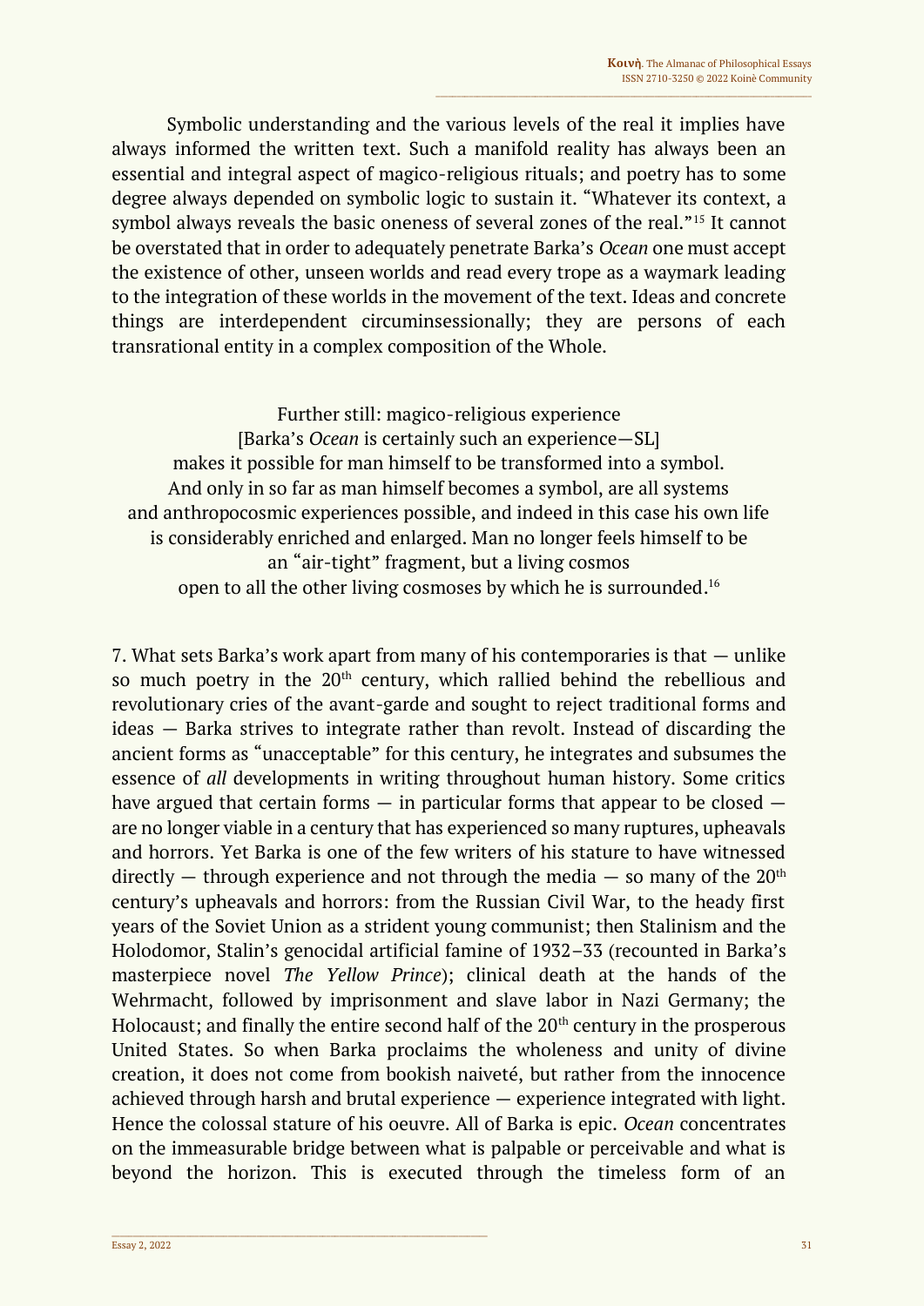Symbolic understanding and the various levels of the real it implies have always informed the written text. Such a manifold reality has always been an essential and integral aspect of magico-religious rituals; and poetry has to some degree always depended on symbolic logic to sustain it. "Whatever its context, a symbol always reveals the basic oneness of several zones of the real."[15] It cannot be overstated that in order to adequately penetrate Barka's *Ocean* one must accept the existence of other, unseen worlds and read every trope as a waymark leading to the integration of these worlds in the movement of the text. Ideas and concrete things are interdependent circuminsessionally; they are persons of each transrational entity in a complex composition of the Whole.

> Further still: magico-religious experience
> [Barka's *Ocean* is certainly such an experience—SL]
> makes it possible for man himself to be transformed into a symbol.
> And only in so far as man himself becomes a symbol, are all systems
> and anthropocosmic experiences possible, and indeed in this case his own life
> is considerably enriched and enlarged. Man no longer feels himself to be
> an "air-tight" fragment, but a living cosmos
> open to all the other living cosmoses by which he is surrounded.[16]

7. What sets Barka's work apart from many of his contemporaries is that — unlike so much poetry in the 20th century, which rallied behind the rebellious and revolutionary cries of the avant-garde and sought to reject traditional forms and ideas — Barka strives to integrate rather than revolt. Instead of discarding the ancient forms as "unacceptable" for this century, he integrates and subsumes the essence of *all* developments in writing throughout human history. Some critics have argued that certain forms — in particular forms that appear to be closed — are no longer viable in a century that has experienced so many ruptures, upheavals and horrors. Yet Barka is one of the few writers of his stature to have witnessed directly — through experience and not through the media — so many of the 20th century's upheavals and horrors: from the Russian Civil War, to the heady first years of the Soviet Union as a strident young communist; then Stalinism and the Holodomor, Stalin's genocidal artificial famine of 1932–33 (recounted in Barka's masterpiece novel *The Yellow Prince*); clinical death at the hands of the Wehrmacht, followed by imprisonment and slave labor in Nazi Germany; the Holocaust; and finally the entire second half of the 20th century in the prosperous United States. So when Barka proclaims the wholeness and unity of divine creation, it does not come from bookish naiveté, but rather from the innocence achieved through harsh and brutal experience — experience integrated with light. Hence the colossal stature of his oeuvre. All of Barka is epic. *Ocean* concentrates on the immeasurable bridge between what is palpable or perceivable and what is beyond the horizon. This is executed through the timeless form of an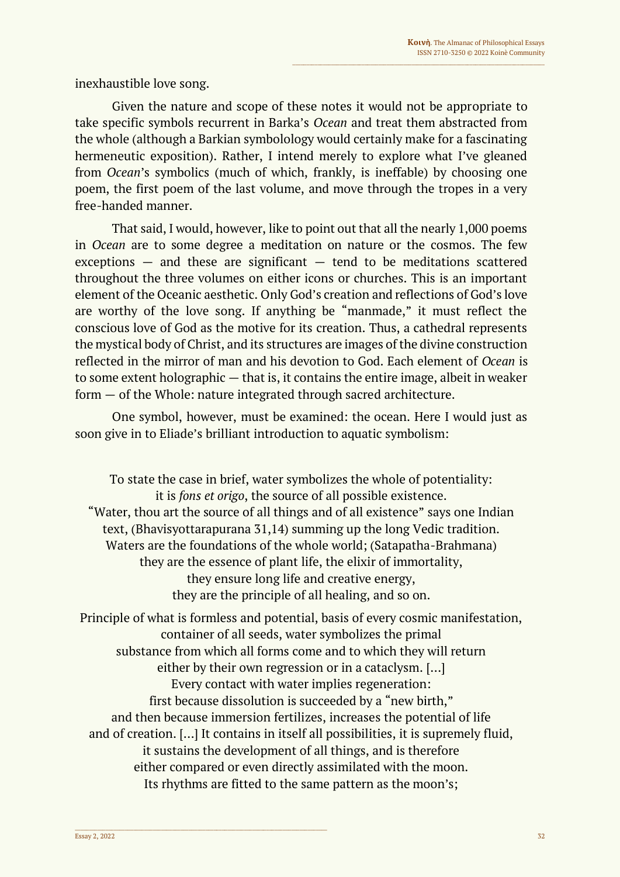inexhaustible love song.

Given the nature and scope of these notes it would not be appropriate to take specific symbols recurrent in Barka's *Ocean* and treat them abstracted from the whole (although a Barkian symbolology would certainly make for a fascinating hermeneutic exposition). Rather, I intend merely to explore what I've gleaned from *Ocean*'s symbolics (much of which, frankly, is ineffable) by choosing one poem, the first poem of the last volume, and move through the tropes in a very free-handed manner.

That said, I would, however, like to point out that all the nearly 1,000 poems in *Ocean* are to some degree a meditation on nature or the cosmos. The few exceptions — and these are significant — tend to be meditations scattered throughout the three volumes on either icons or churches. This is an important element of the Oceanic aesthetic. Only God's creation and reflections of God's love are worthy of the love song. If anything be "manmade," it must reflect the conscious love of God as the motive for its creation. Thus, a cathedral represents the mystical body of Christ, and its structures are images of the divine construction reflected in the mirror of man and his devotion to God. Each element of *Ocean* is to some extent holographic — that is, it contains the entire image, albeit in weaker form — of the Whole: nature integrated through sacred architecture.

One symbol, however, must be examined: the ocean. Here I would just as soon give in to Eliade's brilliant introduction to aquatic symbolism:

> To state the case in brief, water symbolizes the whole of potentiality:
> it is *fons et origo*, the source of all possible existence.
> "Water, thou art the source of all things and of all existence" says one Indian text, (Bhavisyottarapurana 31,14) summing up the long Vedic tradition.
> Waters are the foundations of the whole world; (Satapatha-Brahmana)
> they are the essence of plant life, the elixir of immortality,
> they ensure long life and creative energy,
> they are the principle of all healing, and so on.
>
> Principle of what is formless and potential, basis of every cosmic manifestation,
> container of all seeds, water symbolizes the primal
> substance from which all forms come and to which they will return
> either by their own regression or in a cataclysm. [...]
> Every contact with water implies regeneration:
> first because dissolution is succeeded by a "new birth,"
> and then because immersion fertilizes, increases the potential of life
> and of creation. [...] It contains in itself all possibilities, it is supremely fluid,
> it sustains the development of all things, and is therefore
> either compared or even directly assimilated with the moon.
> Its rhythms are fitted to the same pattern as the moon's;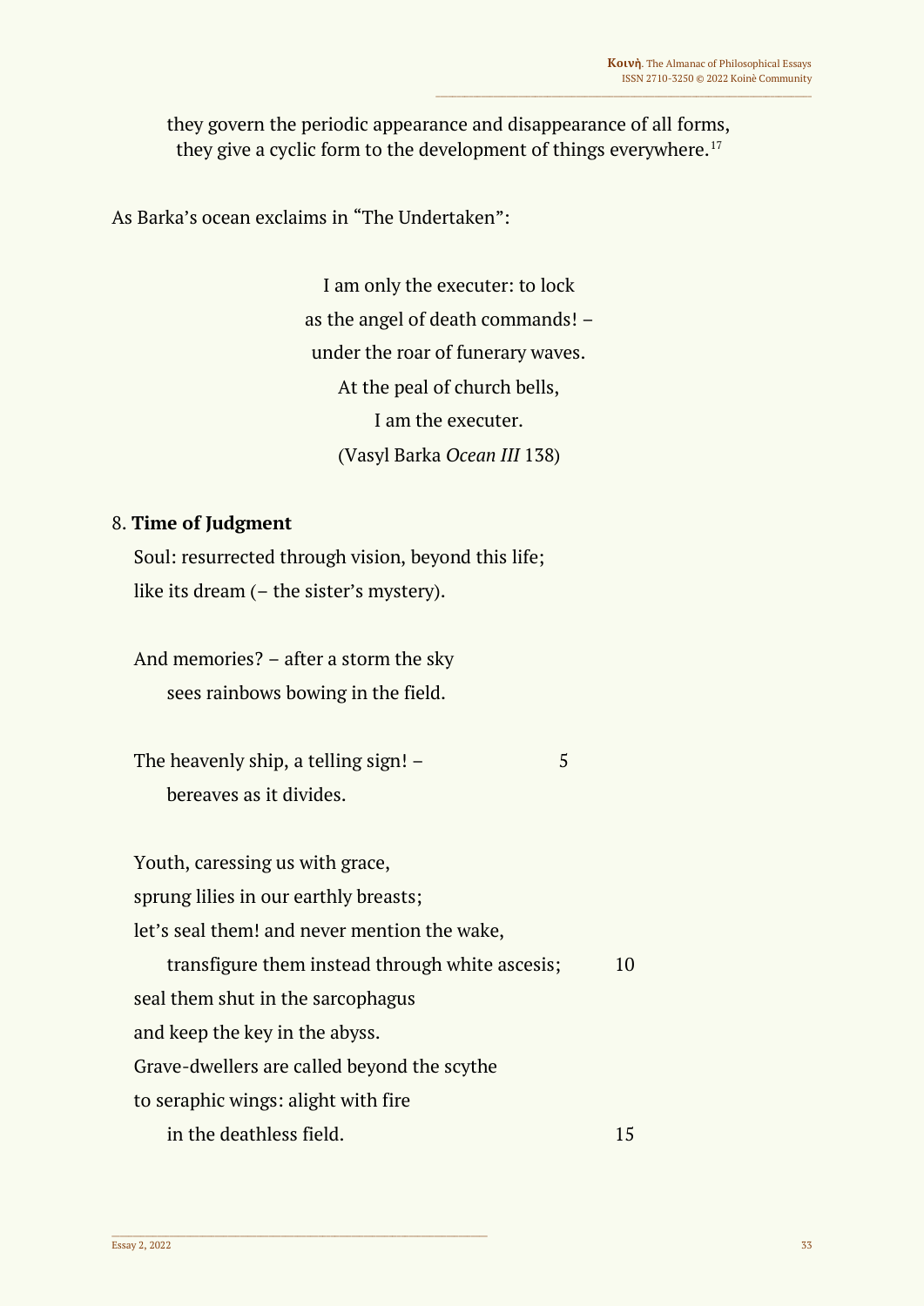they govern the periodic appearance and disappearance of all forms,
they give a cyclic form to the development of things everywhere.[17]

As Barka's ocean exclaims in "The Undertaken":

I am only the executer: to lock
as the angel of death commands! –
under the roar of funerary waves.
At the peal of church bells,
I am the executer.
(Vasyl Barka *Ocean III* 138)

8. **Time of Judgment**

Soul: resurrected through vision, beyond this life;
like its dream (– the sister's mystery).

And memories? – after a storm the sky
sees rainbows bowing in the field.

The heavenly ship, a telling sign! – 5
bereaves as it divides.

Youth, caressing us with grace,
sprung lilies in our earthly breasts;
let's seal them! and never mention the wake,
transfigure them instead through white ascesis; 10
seal them shut in the sarcophagus
and keep the key in the abyss.
Grave-dwellers are called beyond the scythe
to seraphic wings: alight with fire
in the deathless field. 15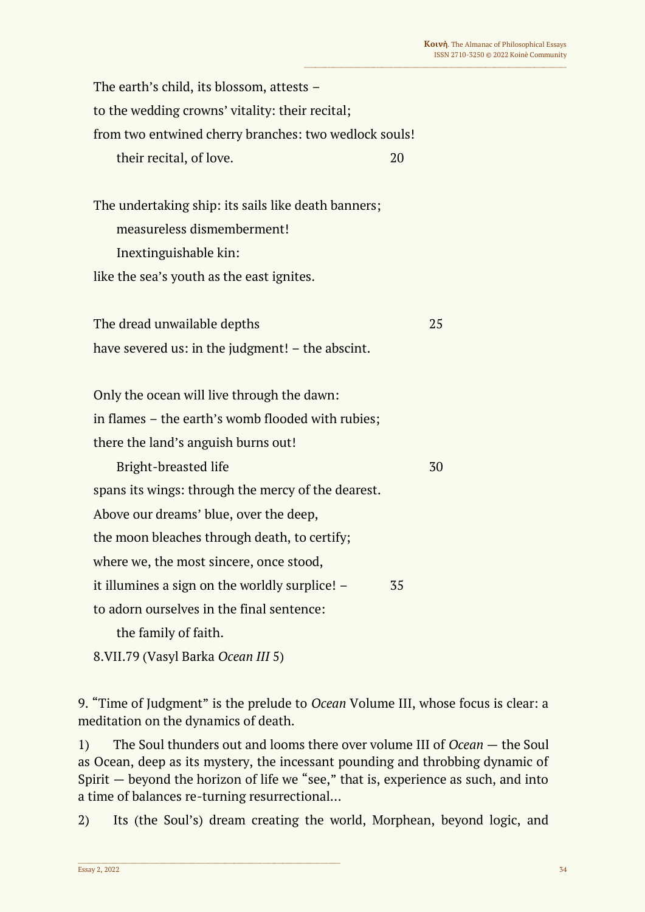The earth's child, its blossom, attests –
to the wedding crowns' vitality: their recital;
from two entwined cherry branches: two wedlock souls!
    their recital, of love. 20

The undertaking ship: its sails like death banners;
    measureless dismemberment!
    Inextinguishable kin:
like the sea's youth as the east ignites.

The dread unwailable depths 25
have severed us: in the judgment! – the abscint.

Only the ocean will live through the dawn:
in flames – the earth's womb flooded with rubies;
there the land's anguish burns out!
    Bright-breasted life 30
spans its wings: through the mercy of the dearest.
Above our dreams' blue, over the deep,
the moon bleaches through death, to certify;
where we, the most sincere, once stood,
it illumines a sign on the worldly surplice! – 35
to adorn ourselves in the final sentence:
    the family of faith.

8.VII.79 (Vasyl Barka *Ocean III* 5)

9. "Time of Judgment" is the prelude to *Ocean* Volume III, whose focus is clear: a meditation on the dynamics of death.

1) The Soul thunders out and looms there over volume III of *Ocean* — the Soul as Ocean, deep as its mystery, the incessant pounding and throbbing dynamic of Spirit — beyond the horizon of life we "see," that is, experience as such, and into a time of balances re-turning resurrectional…

2) Its (the Soul's) dream creating the world, Morphean, beyond logic, and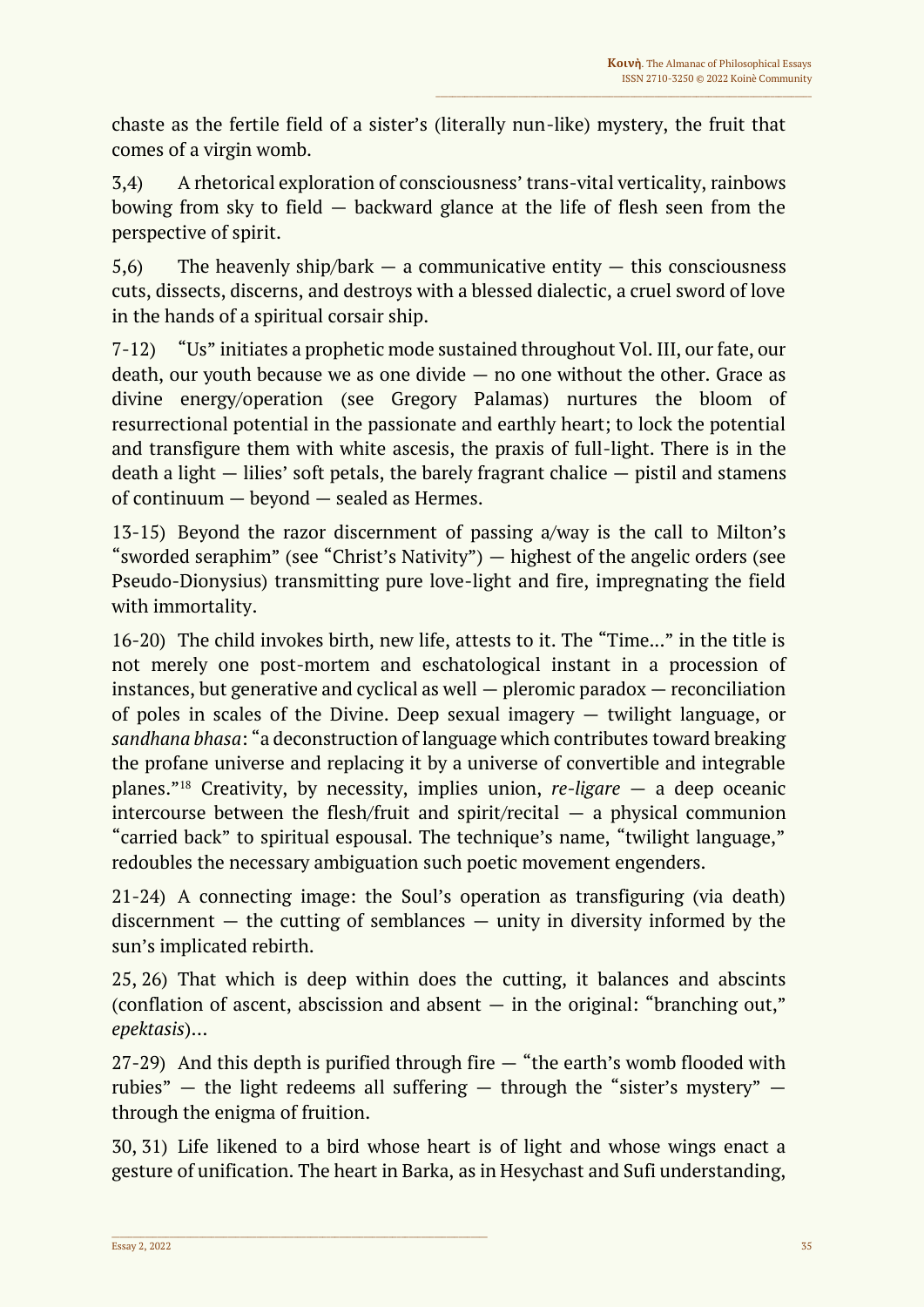chaste as the fertile field of a sister's (literally nun-like) mystery, the fruit that comes of a virgin womb.

3,4) A rhetorical exploration of consciousness' trans-vital verticality, rainbows bowing from sky to field — backward glance at the life of flesh seen from the perspective of spirit.

5,6) The heavenly ship/bark — a communicative entity — this consciousness cuts, dissects, discerns, and destroys with a blessed dialectic, a cruel sword of love in the hands of a spiritual corsair ship.

7-12) "Us" initiates a prophetic mode sustained throughout Vol. III, our fate, our death, our youth because we as one divide — no one without the other. Grace as divine energy/operation (see Gregory Palamas) nurtures the bloom of resurrectional potential in the passionate and earthly heart; to lock the potential and transfigure them with white ascesis, the praxis of full-light. There is in the death a light — lilies' soft petals, the barely fragrant chalice — pistil and stamens of continuum — beyond — sealed as Hermes.

13-15) Beyond the razor discernment of passing a/way is the call to Milton's "sworded seraphim" (see "Christ's Nativity") — highest of the angelic orders (see Pseudo-Dionysius) transmitting pure love-light and fire, impregnating the field with immortality.

16-20) The child invokes birth, new life, attests to it. The "Time…" in the title is not merely one post-mortem and eschatological instant in a procession of instances, but generative and cyclical as well — pleromic paradox — reconciliation of poles in scales of the Divine. Deep sexual imagery — twilight language, or *sandhana bhasa*: "a deconstruction of language which contributes toward breaking the profane universe and replacing it by a universe of convertible and integrable planes."[18] Creativity, by necessity, implies union, *re-ligare* — a deep oceanic intercourse between the flesh/fruit and spirit/recital — a physical communion "carried back" to spiritual espousal. The technique's name, "twilight language," redoubles the necessary ambiguation such poetic movement engenders.

21-24) A connecting image: the Soul's operation as transfiguring (via death) discernment — the cutting of semblances — unity in diversity informed by the sun's implicated rebirth.

25, 26) That which is deep within does the cutting, it balances and abscints (conflation of ascent, abscission and absent — in the original: "branching out," *epektasis*)…

27-29) And this depth is purified through fire — "the earth's womb flooded with rubies" — the light redeems all suffering — through the "sister's mystery" — through the enigma of fruition.

30, 31) Life likened to a bird whose heart is of light and whose wings enact a gesture of unification. The heart in Barka, as in Hesychast and Sufi understanding,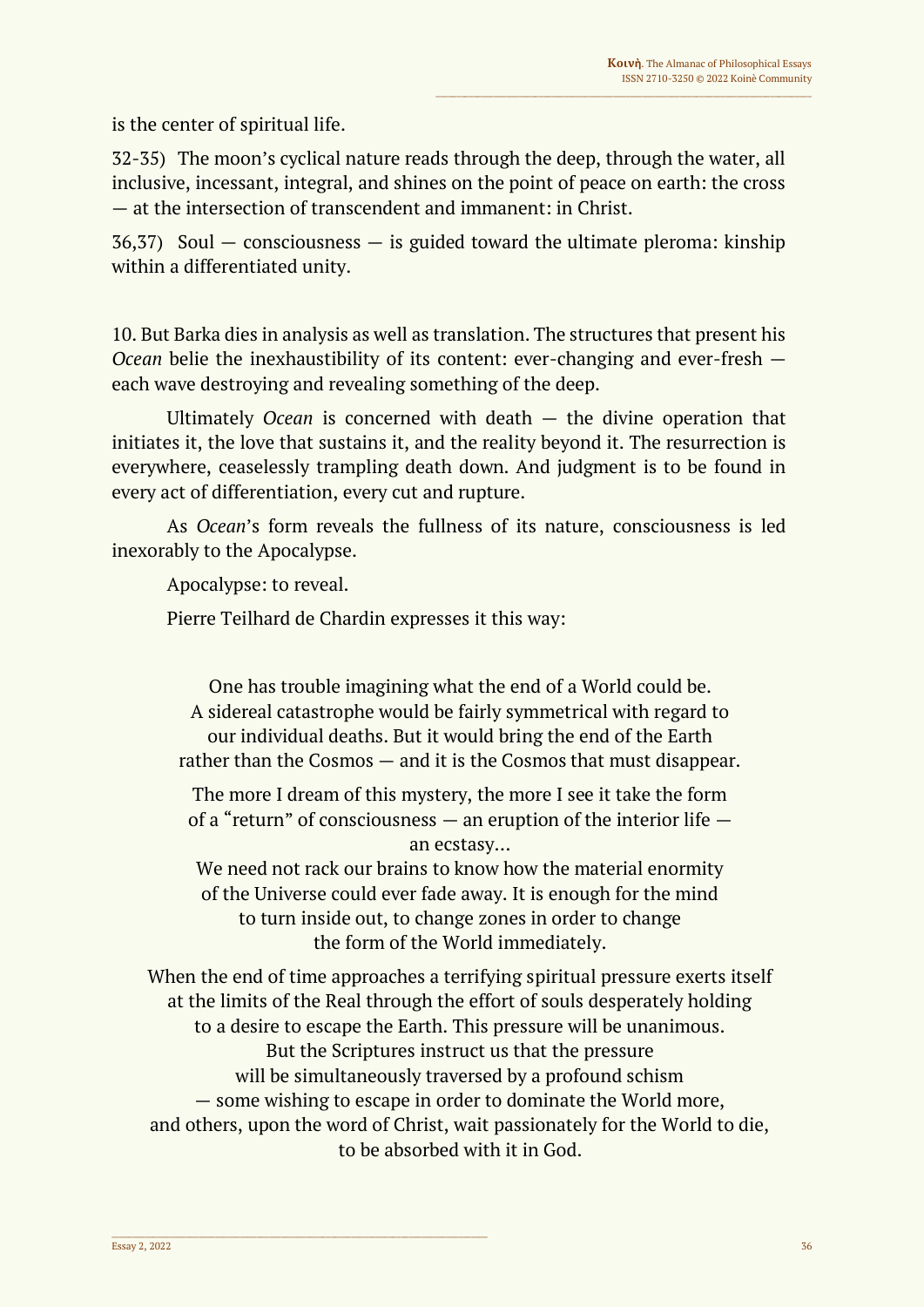is the center of spiritual life.

32-35) The moon's cyclical nature reads through the deep, through the water, all inclusive, incessant, integral, and shines on the point of peace on earth: the cross — at the intersection of transcendent and immanent: in Christ.

36,37) Soul — consciousness — is guided toward the ultimate pleroma: kinship within a differentiated unity.

10. But Barka dies in analysis as well as translation. The structures that present his *Ocean* belie the inexhaustibility of its content: ever-changing and ever-fresh — each wave destroying and revealing something of the deep.

Ultimately *Ocean* is concerned with death — the divine operation that initiates it, the love that sustains it, and the reality beyond it. The resurrection is everywhere, ceaselessly trampling death down. And judgment is to be found in every act of differentiation, every cut and rupture.

As *Ocean*'s form reveals the fullness of its nature, consciousness is led inexorably to the Apocalypse.

Apocalypse: to reveal.

Pierre Teilhard de Chardin expresses it this way:

> One has trouble imagining what the end of a World could be.
> A sidereal catastrophe would be fairly symmetrical with regard to
> our individual deaths. But it would bring the end of the Earth
> rather than the Cosmos — and it is the Cosmos that must disappear.
>
> The more I dream of this mystery, the more I see it take the form
> of a "return" of consciousness — an eruption of the interior life —
> an ecstasy…
> We need not rack our brains to know how the material enormity
> of the Universe could ever fade away. It is enough for the mind
> to turn inside out, to change zones in order to change
> the form of the World immediately.
>
> When the end of time approaches a terrifying spiritual pressure exerts itself
> at the limits of the Real through the effort of souls desperately holding
> to a desire to escape the Earth. This pressure will be unanimous.
> But the Scriptures instruct us that the pressure
> will be simultaneously traversed by a profound schism
> — some wishing to escape in order to dominate the World more,
> and others, upon the word of Christ, wait passionately for the World to die,
> to be absorbed with it in God.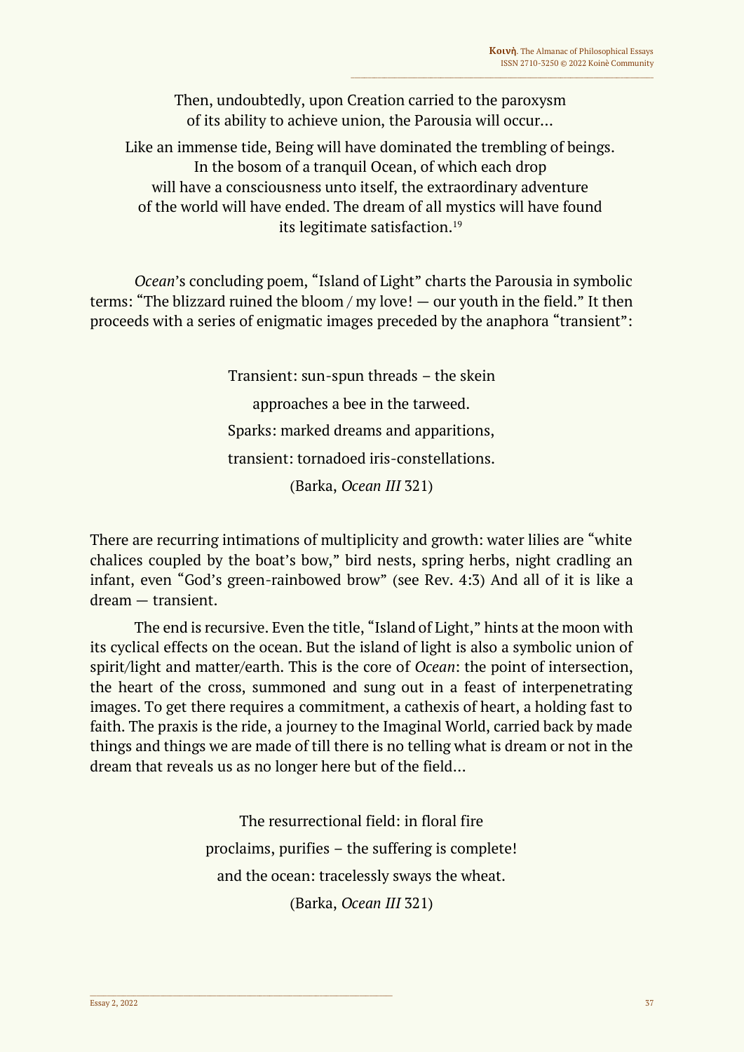Then, undoubtedly, upon Creation carried to the paroxysm
of its ability to achieve union, the Parousia will occur…

Like an immense tide, Being will have dominated the trembling of beings.
In the bosom of a tranquil Ocean, of which each drop
will have a consciousness unto itself, the extraordinary adventure
of the world will have ended. The dream of all mystics will have found
its legitimate satisfaction.[19]

*Ocean*'s concluding poem, "Island of Light" charts the Parousia in symbolic terms: "The blizzard ruined the bloom / my love! — our youth in the field." It then proceeds with a series of enigmatic images preceded by the anaphora "transient":

Transient: sun-spun threads – the skein
approaches a bee in the tarweed.
Sparks: marked dreams and apparitions,
transient: tornadoed iris-constellations.
(Barka, *Ocean III* 321)

There are recurring intimations of multiplicity and growth: water lilies are "white chalices coupled by the boat's bow," bird nests, spring herbs, night cradling an infant, even "God's green-rainbowed brow" (see Rev. 4:3) And all of it is like a dream — transient.

The end is recursive. Even the title, "Island of Light," hints at the moon with its cyclical effects on the ocean. But the island of light is also a symbolic union of spirit/light and matter/earth. This is the core of *Ocean*: the point of intersection, the heart of the cross, summoned and sung out in a feast of interpenetrating images. To get there requires a commitment, a cathexis of heart, a holding fast to faith. The praxis is the ride, a journey to the Imaginal World, carried back by made things and things we are made of till there is no telling what is dream or not in the dream that reveals us as no longer here but of the field…

The resurrectional field: in floral fire
proclaims, purifies – the suffering is complete!
and the ocean: tracelessly sways the wheat.
(Barka, *Ocean III* 321)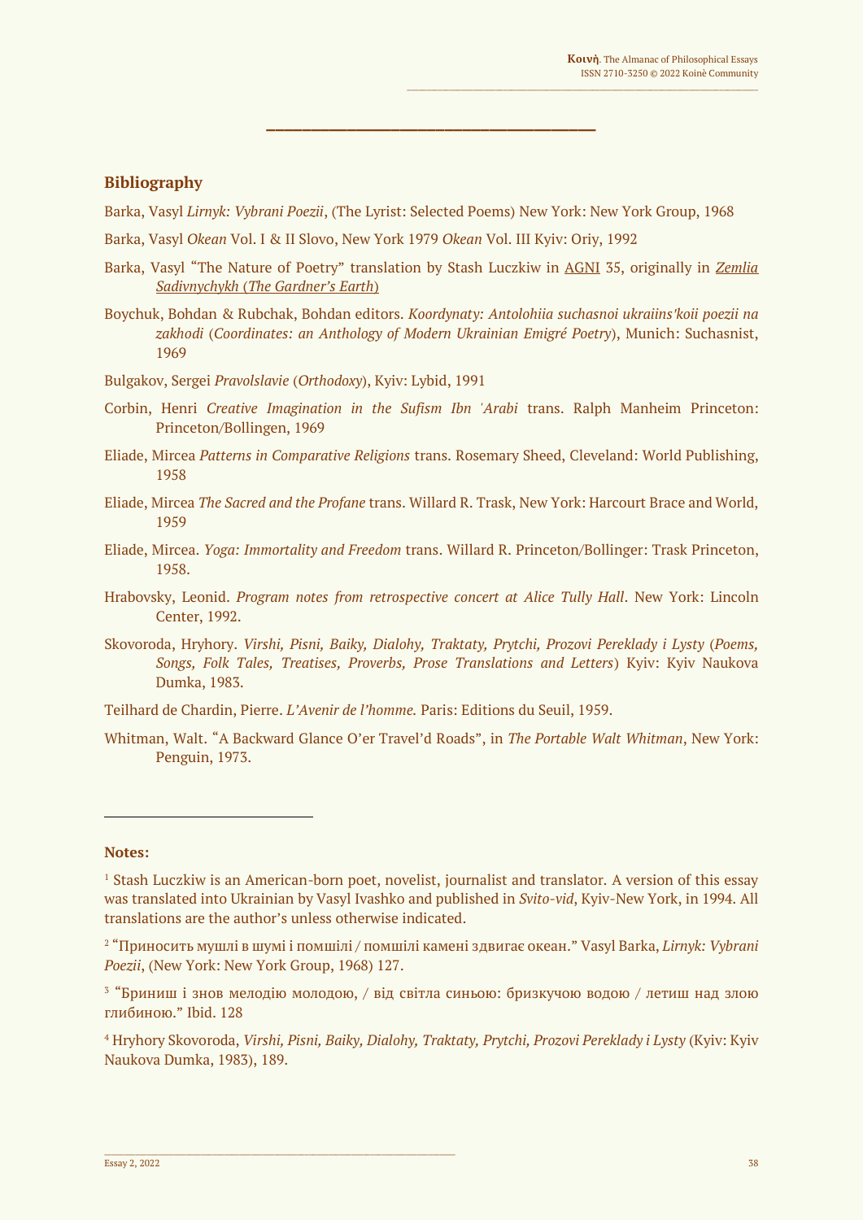---

## Bibliography

Barka, Vasyl *Lirnyk: Vybrani Poezii*, (The Lyrist: Selected Poems) New York: New York Group, 1968

Barka, Vasyl *Okean* Vol. I & II Slovo, New York 1979 *Okean* Vol. III Kyiv: Oriy, 1992

Barka, Vasyl "The Nature of Poetry" translation by Stash Luczkiw in AGNI 35, originally in *Zemlia Sadivnychykh* (*The Gardner's Earth*)

Boychuk, Bohdan & Rubchak, Bohdan editors. *Koordynaty: Antolohiia suchasnoi ukraiins'koii poezii na zakhodi* (*Coordinates: an Anthology of Modern Ukrainian Emigré Poetry*), Munich: Suchasnist, 1969

Bulgakov, Sergei *Pravolslavie* (*Orthodoxy*), Kyiv: Lybid, 1991

Corbin, Henri *Creative Imagination in the Sufism Ibn 'Arabi* trans. Ralph Manheim Princeton: Princeton/Bollingen, 1969

Eliade, Mircea *Patterns in Comparative Religions* trans. Rosemary Sheed, Cleveland: World Publishing, 1958

Eliade, Mircea *The Sacred and the Profane* trans. Willard R. Trask, New York: Harcourt Brace and World, 1959

Eliade, Mircea. *Yoga: Immortality and Freedom* trans. Willard R. Princeton/Bollinger: Trask Princeton, 1958.

Hrabovsky, Leonid. *Program notes from retrospective concert at Alice Tully Hall*. New York: Lincoln Center, 1992.

Skovoroda, Hryhory. *Virshi, Pisni, Baiky, Dialohy, Traktaty, Prytchi, Prozovi Pereklady i Lysty* (*Poems, Songs, Folk Tales, Treatises, Proverbs, Prose Translations and Letters*) Kyiv: Kyiv Naukova Dumka, 1983.

Teilhard de Chardin, Pierre. *L'Avenir de l'homme.* Paris: Editions du Seuil, 1959.

Whitman, Walt. "A Backward Glance O'er Travel'd Roads", in *The Portable Walt Whitman*, New York: Penguin, 1973.

---

**Notes:**

[1] Stash Luczkiw is an American-born poet, novelist, journalist and translator. A version of this essay was translated into Ukrainian by Vasyl Ivashko and published in *Svito-vid*, Kyiv-New York, in 1994. All translations are the author's unless otherwise indicated.

[2] "Приносить мушлі в шумі і помшілі / помшілі камені здвигає океан." Vasyl Barka, *Lirnyk: Vybrani Poezii*, (New York: New York Group, 1968) 127.

[3] "Бриниш і знов мелодію молодою, / від світла синьою: бризкучою водою / летиш над злою глибиною." Ibid. 128

[4] Hryhory Skovoroda, *Virshi, Pisni, Baiky, Dialohy, Traktaty, Prytchi, Prozovi Pereklady i Lysty* (Kyiv: Kyiv Naukova Dumka, 1983), 189.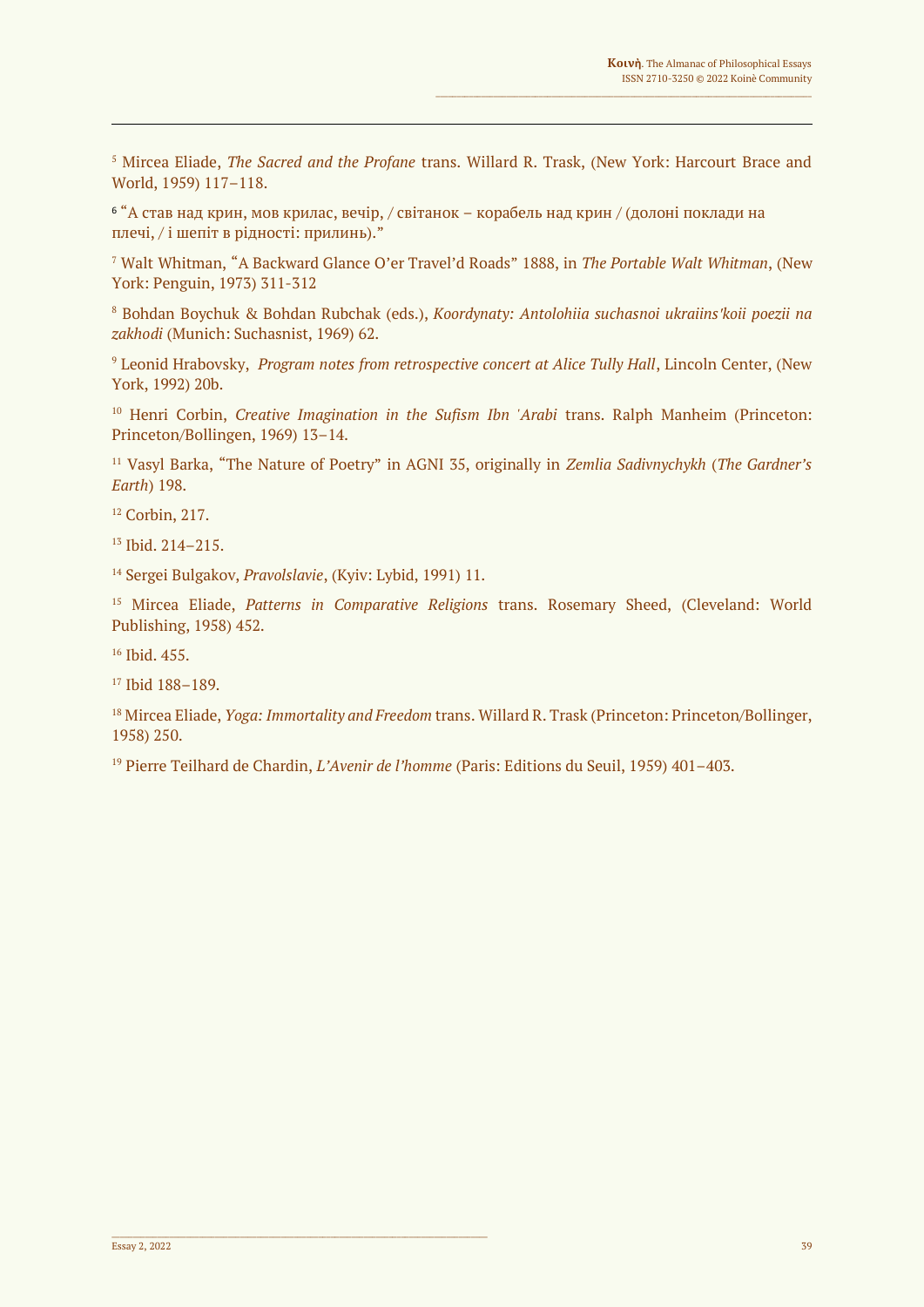[5] Mircea Eliade, *The Sacred and the Profane* trans. Willard R. Trask, (New York: Harcourt Brace and World, 1959) 117–118.

[6] "А став над крин, мов крилас, вечір, / світанок – корабель над крин / (долоні поклади на плечі, / і шепіт в рідності: прилинь)."

[7] Walt Whitman, "A Backward Glance O'er Travel'd Roads" 1888, in *The Portable Walt Whitman*, (New York: Penguin, 1973) 311-312

[8] Bohdan Boychuk & Bohdan Rubchak (eds.), *Koordynaty: Antolohiia suchasnoi ukraiins'koii poezii na zakhodi* (Munich: Suchasnist, 1969) 62.

[9] Leonid Hrabovsky, *Program notes from retrospective concert at Alice Tully Hall*, Lincoln Center, (New York, 1992) 20b.

[10] Henri Corbin, *Creative Imagination in the Sufism Ibn 'Arabi* trans. Ralph Manheim (Princeton: Princeton/Bollingen, 1969) 13–14.

[11] Vasyl Barka, "The Nature of Poetry" in AGNI 35, originally in *Zemlia Sadivnychykh* (*The Gardner's Earth*) 198.

[12] Corbin, 217.

[13] Ibid. 214–215.

[14] Sergei Bulgakov, *Pravolslavie*, (Kyiv: Lybid, 1991) 11.

[15] Mircea Eliade, *Patterns in Comparative Religions* trans. Rosemary Sheed, (Cleveland: World Publishing, 1958) 452.

[16] Ibid. 455.

[17] Ibid 188–189.

[18] Mircea Eliade, *Yoga: Immortality and Freedom* trans. Willard R. Trask (Princeton: Princeton/Bollinger, 1958) 250.

[19] Pierre Teilhard de Chardin, *L'Avenir de l'homme* (Paris: Editions du Seuil, 1959) 401–403.